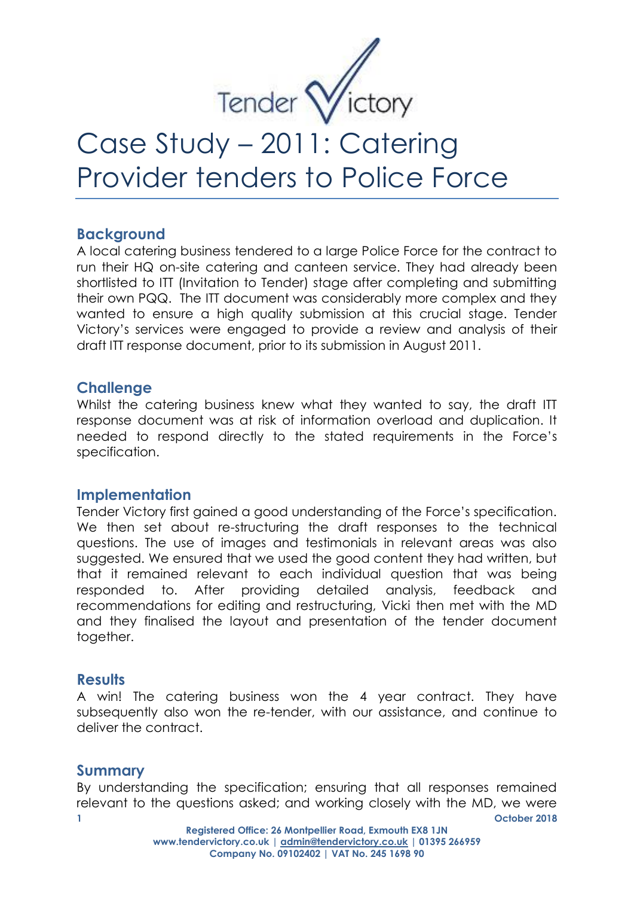Tender Victory

# Case Study – 2011: Catering Provider tenders to Police Force

## Background

A local catering business tendered to a large Police Force for the contract to run their HQ on-site catering and canteen service. They had already been shortlisted to ITT (Invitation to Tender) stage after completing and submitting their own PQQ. The ITT document was considerably more complex and they wanted to ensure a high quality submission at this crucial stage. Tender Victory's services were engaged to provide a review and analysis of their draft ITT response document, prior to its submission in August 2011.

## Challenge

Whilst the catering business knew what they wanted to say, the draft ITT response document was at risk of information overload and duplication. It needed to respond directly to the stated requirements in the Force's specification.

## Implementation

Tender Victory first gained a good understanding of the Force's specification. We then set about re-structuring the draft responses to the technical questions. The use of images and testimonials in relevant areas was also suggested. We ensured that we used the good content they had written, but that it remained relevant to each individual question that was being responded to. After providing detailed analysis, feedback and recommendations for editing and restructuring, Vicki then met with the MD and they finalised the layout and presentation of the tender document together.

## Results

A win! The catering business won the 4 year contract. They have subsequently also won the re-tender, with our assistance, and continue to deliver the contract.

## Summary

By understanding the specification; ensuring that all responses remained relevant to the questions asked; and working closely with the MD, we were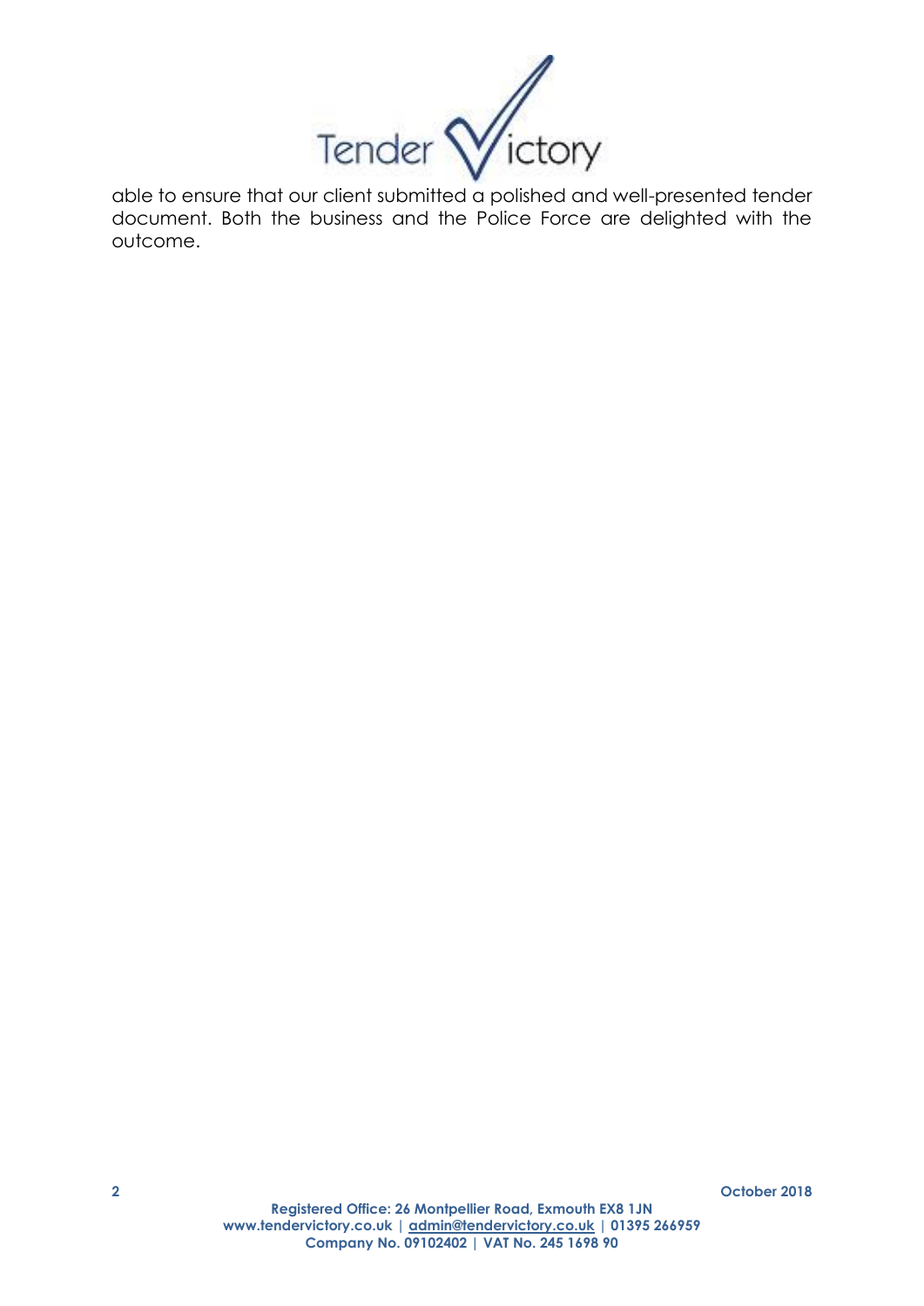able to ensure that our client submitted a polished and well-presented tender document. Both the business and the Police Force are delighted with the outcome.